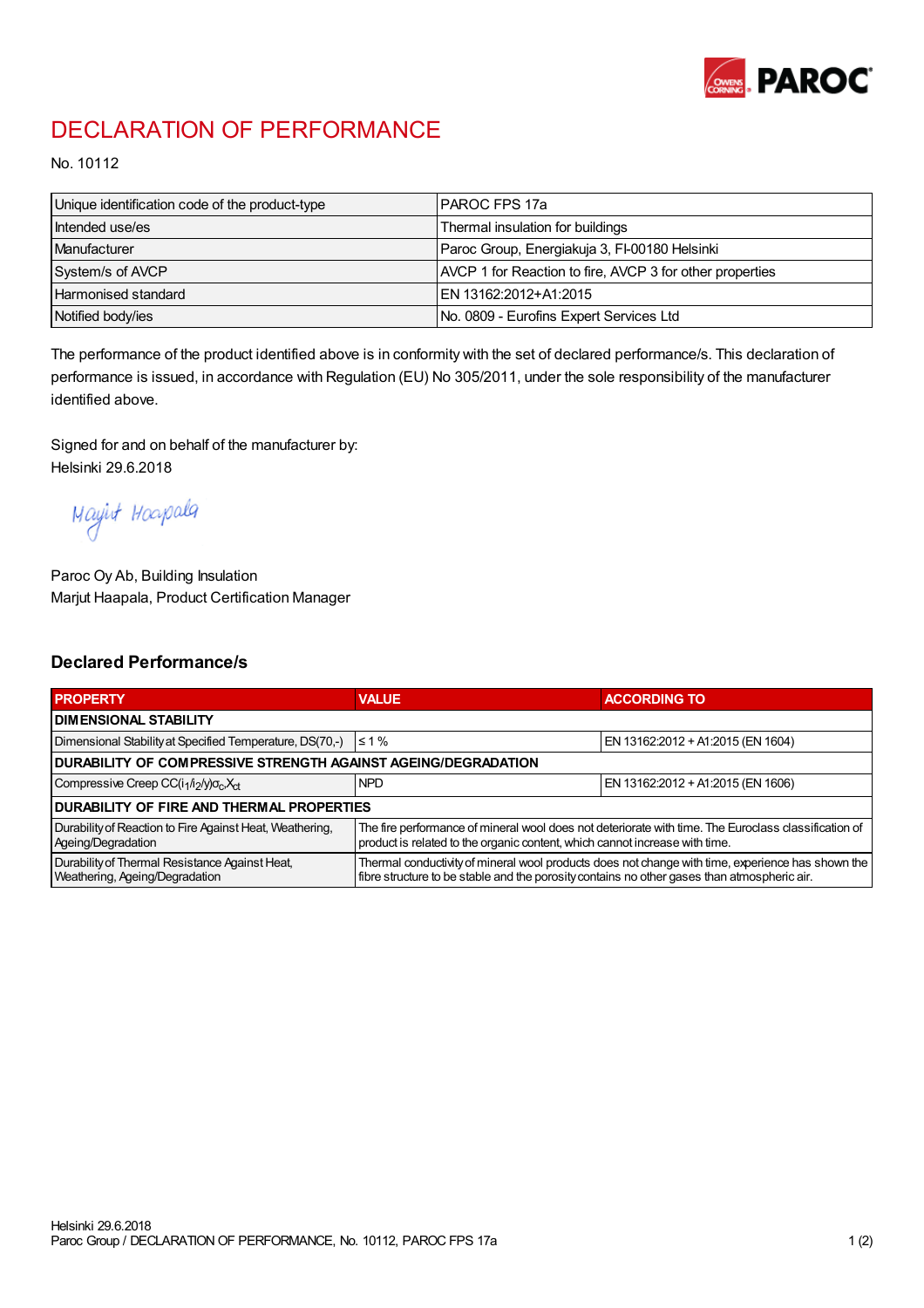# DECLARATION OF PERFORMANCE

No. 10112

| Unique identification code of the product-type | PAROC FPS 17a |
|---|---|
| Intended use/es | Thermal insulation for buildings |
| Manufacturer | Paroc Group, Energiakuja 3, FI-00180 Helsinki |
| System/s of AVCP | AVCP 1 for Reaction to fire, AVCP 3 for other properties |
| Harmonised standard | EN 13162:2012+A1:2015 |
| Notified body/ies | No. 0809 - Eurofins Expert Services Ltd |

The performance of the product identified above is in conformity with the set of declared performance/s. This declaration of performance is issued, in accordance with Regulation (EU) No 305/2011, under the sole responsibility of the manufacturer identified above.

Signed for and on behalf of the manufacturer by:
Helsinki 29.6.2018

Marjut Haapala

Paroc Oy Ab, Building Insulation
Marjut Haapala, Product Certification Manager

## Declared Performance/s

| PROPERTY | VALUE | ACCORDING TO |
|---|---|---|
| **DIMENSIONAL STABILITY** | | |
| Dimensional Stability at Specified Temperature, DS(70,-) | ≤ 1 % | EN 13162:2012 + A1:2015 (EN 1604) |
| **DURABILITY OF COMPRESSIVE STRENGTH AGAINST AGEING/DEGRADATION** | | |
| Compressive Creep $CC(i_1/i_2/y)\sigma_c X_{ct}$ | NPD | EN 13162:2012 + A1:2015 (EN 1606) |
| **DURABILITY OF FIRE AND THERMAL PROPERTIES** | | |
| Durability of Reaction to Fire Against Heat, Weathering, Ageing/Degradation | The fire performance of mineral wool does not deteriorate with time. The Euroclass classification of product is related to the organic content, which cannot increase with time. | |
| Durability of Thermal Resistance Against Heat, Weathering, Ageing/Degradation | Thermal conductivity of mineral wool products does not change with time, experience has shown the fibre structure to be stable and the porosity contains no other gases than atmospheric air. | |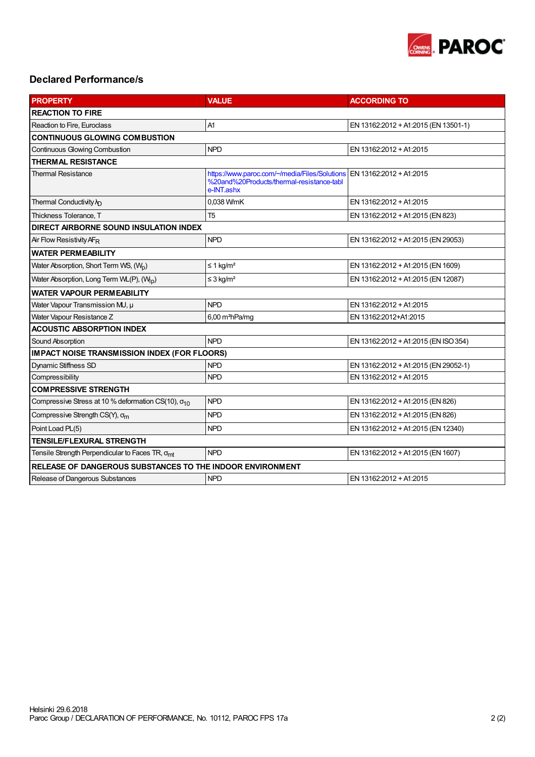## Declared Performance/s

| PROPERTY | VALUE | ACCORDING TO |
|---|---|---|
| **REACTION TO FIRE** | | |
| Reaction to Fire, Euroclass | A1 | EN 13162:2012 + A1:2015 (EN 13501-1) |
| **CONTINUOUS GLOWING COMBUSTION** | | |
| Continuous Glowing Combustion | NPD | EN 13162:2012 + A1:2015 |
| **THERMAL RESISTANCE** | | |
| Thermal Resistance | https://www.paroc.com/~/media/Files/Solutions%20and%20Products/thermal-resistance-table-INT.ashx | EN 13162:2012 + A1:2015 |
| Thermal Conductivity $\lambda_D$ | 0,038 W/mK | EN 13162:2012 + A1:2015 |
| Thickness Tolerance, T | T5 | EN 13162:2012 + A1:2015 (EN 823) |
| **DIRECT AIRBORNE SOUND INSULATION INDEX** | | |
| Air Flow Resistivity $AF_R$ | NPD | EN 13162:2012 + A1:2015 (EN 29053) |
| **WATER PERMEABILITY** | | |
| Water Absorption, Short Term WS, ($W_p$) | ≤ 1 kg/m² | EN 13162:2012 + A1:2015 (EN 1609) |
| Water Absorption, Long Term WL(P), ($W_{lp}$) | ≤ 3 kg/m² | EN 13162:2012 + A1:2015 (EN 12087) |
| **WATER VAPOUR PERMEABILITY** | | |
| Water Vapour Transmission MU, μ | NPD | EN 13162:2012 + A1:2015 |
| Water Vapour Resistance Z | 6,00 m²hPa/mg | EN 13162:2012+A1:2015 |
| **ACOUSTIC ABSORPTION INDEX** | | |
| Sound Absorption | NPD | EN 13162:2012 + A1:2015 (EN ISO 354) |
| **IMPACT NOISE TRANSMISSION INDEX (FOR FLOORS)** | | |
| Dynamic Stiffness SD | NPD | EN 13162:2012 + A1:2015 (EN 29052-1) |
| Compressibility | NPD | EN 13162:2012 + A1:2015 |
| **COMPRESSIVE STRENGTH** | | |
| Compressive Stress at 10 % deformation CS(10), $\sigma_{10}$ | NPD | EN 13162:2012 + A1:2015 (EN 826) |
| Compressive Strength CS(Y), $\sigma_m$ | NPD | EN 13162:2012 + A1:2015 (EN 826) |
| Point Load PL(5) | NPD | EN 13162:2012 + A1:2015 (EN 12340) |
| **TENSILE/FLEXURAL STRENGTH** | | |
| Tensile Strength Perpendicular to Faces TR, $\sigma_{mt}$ | NPD | EN 13162:2012 + A1:2015 (EN 1607) |
| **RELEASE OF DANGEROUS SUBSTANCES TO THE INDOOR ENVIRONMENT** | | |
| Release of Dangerous Substances | NPD | EN 13162:2012 + A1:2015 |

Helsinki 29.6.2018
Paroc Group / DECLARATION OF PERFORMANCE, No. 10112, PAROC FPS 17a